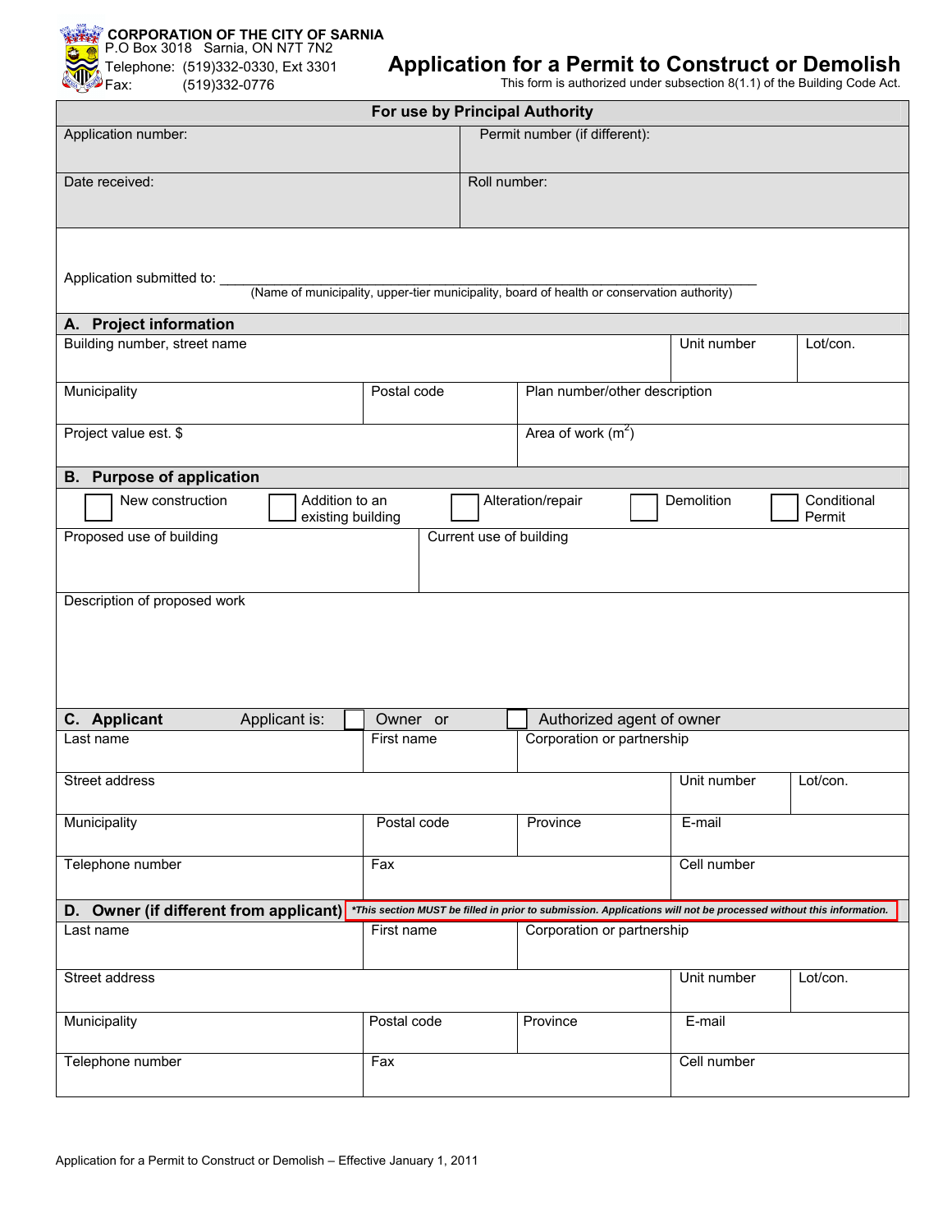**CORPORATION OF THE CITY OF SARNIA**
P.O Box 3018 Sarnia, ON N7T 7N2
Telephone: (519)332-0330, Ext 3301
Fax: (519)332-0776

# Application for a Permit to Construct or Demolish

This form is authorized under subsection 8(1.1) of the Building Code Act.

| For use by Principal Authority | |
|---|---|
| Application number: | Permit number (if different): |
| Date received: | Roll number: |

Application submitted to: ______________________________________________
(Name of municipality, upper-tier municipality, board of health or conservation authority)

## A. Project information

| Building number, street name | | Unit number | Lot/con. |
|---|---|---|---|
| Municipality | Postal code | Plan number/other description | |
| Project value est. $ | | Area of work ($m^2$) | |

## B. Purpose of application

☐ New construction ☐ Addition to an existing building ☐ Alteration/repair ☐ Demolition ☐ Conditional Permit

| Proposed use of building | Current use of building |
|---|---|
| Description of proposed work | |

## C. Applicant

Applicant is: ☐ Owner or ☐ Authorized agent of owner

| Last name | First name | Corporation or partnership | | |
|---|---|---|---|---|
| Street address | | | Unit number | Lot/con. |
| Municipality | Postal code | Province | E-mail | |
| Telephone number | Fax | | Cell number | |

## D. Owner (if different from applicant)

***This section MUST be filled in prior to submission. Applications will not be processed without this information.**

| Last name | First name | Corporation or partnership | | |
|---|---|---|---|---|
| Street address | | | Unit number | Lot/con. |
| Municipality | Postal code | Province | E-mail | |
| Telephone number | Fax | | Cell number | |

Application for a Permit to Construct or Demolish – Effective January 1, 2011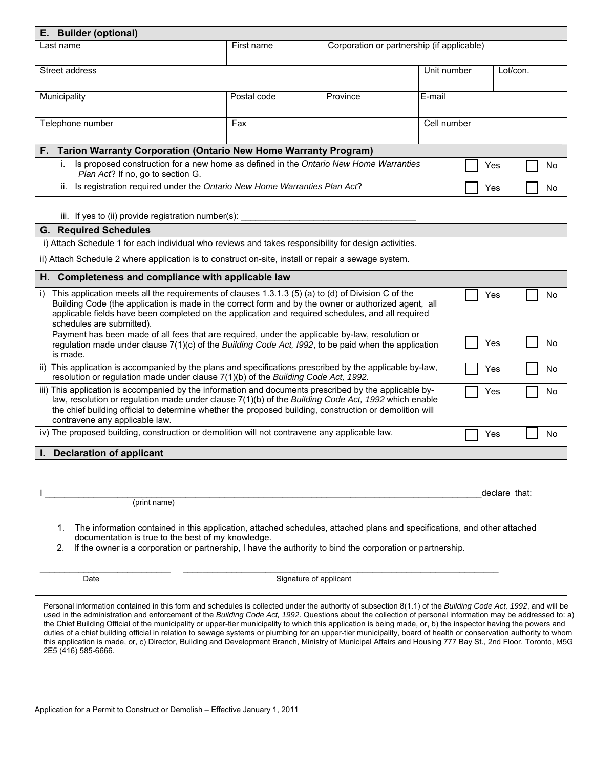## E. Builder (optional)

| Last name | First name | Corporation or partnership (if applicable) | | |
|---|---|---|---|---|
| Street address | | | Unit number | Lot/con. |
| Municipality | Postal code | Province | E-mail | |
| Telephone number | Fax | | Cell number | |

## F. Tarion Warranty Corporation (Ontario New Home Warranty Program)

| | | |
|---|---|---|
| i. Is proposed construction for a new home as defined in the *Ontario New Home Warranties Plan Act*? If no, go to section G. | ☐ Yes | ☐ No |
| ii. Is registration required under the *Ontario New Home Warranties Plan Act*? | ☐ Yes | ☐ No |
| iii. If yes to (ii) provide registration number(s): ___________________________________ | | |

## G. Required Schedules

i) Attach Schedule 1 for each individual who reviews and takes responsibility for design activities.

ii) Attach Schedule 2 where application is to construct on-site, install or repair a sewage system.

## H. Completeness and compliance with applicable law

| | | |
|---|---|---|
| i) This application meets all the requirements of clauses 1.3.1.3 (5) (a) to (d) of Division C of the Building Code (the application is made in the correct form and by the owner or authorized agent, all applicable fields have been completed on the application and required schedules, and all required schedules are submitted). | ☐ Yes | ☐ No |
| Payment has been made of all fees that are required, under the applicable by-law, resolution or regulation made under clause 7(1)(c) of the *Building Code Act, I992*, to be paid when the application is made. | ☐ Yes | ☐ No |
| ii) This application is accompanied by the plans and specifications prescribed by the applicable by-law, resolution or regulation made under clause 7(1)(b) of the *Building Code Act, 1992.* | ☐ Yes | ☐ No |
| iii) This application is accompanied by the information and documents prescribed by the applicable by-law, resolution or regulation made under clause 7(1)(b) of the *Building Code Act, 1992* which enable the chief building official to determine whether the proposed building, construction or demolition will contravene any applicable law. | ☐ Yes | ☐ No |
| iv) The proposed building, construction or demolition will not contravene any applicable law. | ☐ Yes | ☐ No |

## I. Declaration of applicant

I ____________________________________________________________________________________declare that:
(print name)

1. The information contained in this application, attached schedules, attached plans and specifications, and other attached documentation is true to the best of my knowledge.
2. If the owner is a corporation or partnership, I have the authority to bind the corporation or partnership.

___________________________ ____________________________________________________________________
Date Signature of applicant

Personal information contained in this form and schedules is collected under the authority of subsection 8(1.1) of the *Building Code Act, 1992*, and will be used in the administration and enforcement of the *Building Code Act, 1992*. Questions about the collection of personal information may be addressed to: a) the Chief Building Official of the municipality or upper-tier municipality to which this application is being made, or, b) the inspector having the powers and duties of a chief building official in relation to sewage systems or plumbing for an upper-tier municipality, board of health or conservation authority to whom this application is made, or, c) Director, Building and Development Branch, Ministry of Municipal Affairs and Housing 777 Bay St., 2nd Floor. Toronto, M5G 2E5 (416) 585-6666.

Application for a Permit to Construct or Demolish – Effective January 1, 2011